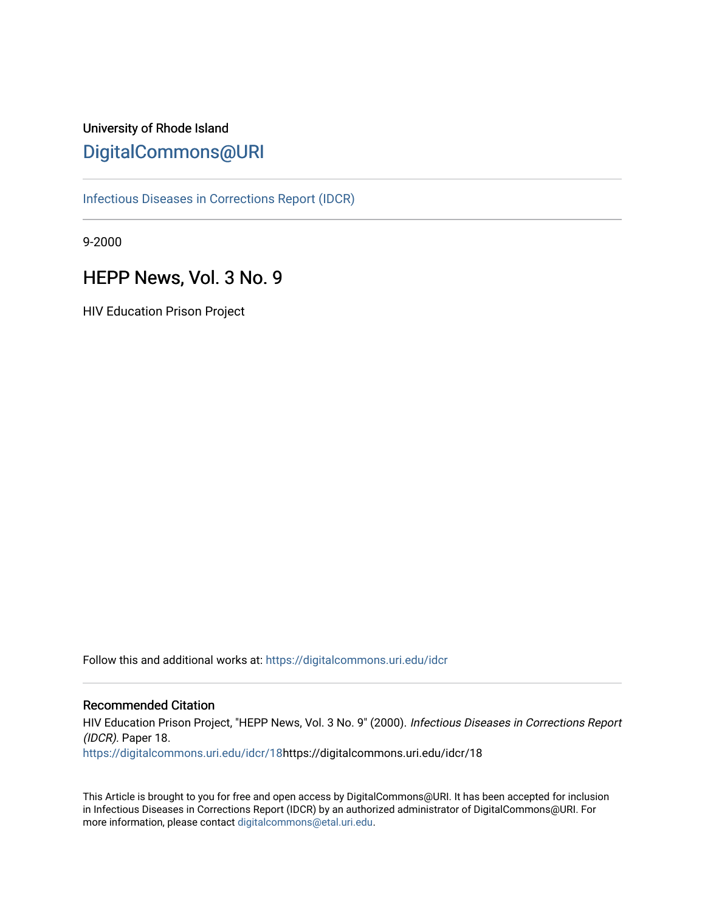University of Rhode Island

# DigitalCommons@URI

Infectious Diseases in Corrections Report (IDCR)

9-2000

## HEPP News, Vol. 3 No. 9

HIV Education Prison Project

Follow this and additional works at: https://digitalcommons.uri.edu/idcr

### Recommended Citation

HIV Education Prison Project, "HEPP News, Vol. 3 No. 9" (2000). *Infectious Diseases in Corrections Report (IDCR).* Paper 18.
https://digitalcommons.uri.edu/idcr/18https://digitalcommons.uri.edu/idcr/18

This Article is brought to you for free and open access by DigitalCommons@URI. It has been accepted for inclusion in Infectious Diseases in Corrections Report (IDCR) by an authorized administrator of DigitalCommons@URI. For more information, please contact digitalcommons@etal.uri.edu.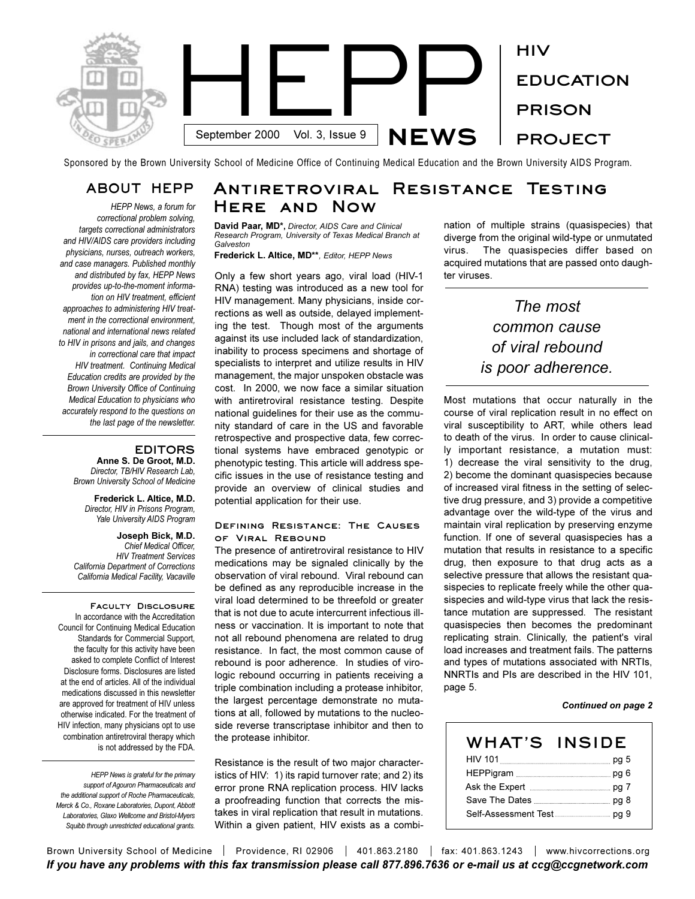# HEPP NEWS

HIV EDUCATION PRISON PROJECT

September 2000 Vol. 3, Issue 9

Sponsored by the Brown University School of Medicine Office of Continuing Medical Education and the Brown University AIDS Program.

## ABOUT HEPP

*HEPP News, a forum for correctional problem solving, targets correctional administrators and HIV/AIDS care providers including physicians, nurses, outreach workers, and case managers. Published monthly and distributed by fax, HEPP News provides up-to-the-moment information on HIV treatment, efficient approaches to administering HIV treatment in the correctional environment, national and international news related to HIV in prisons and jails, and changes in correctional care that impact HIV treatment. Continuing Medical Education credits are provided by the Brown University Office of Continuing Medical Education to physicians who accurately respond to the questions on the last page of the newsletter.*

## EDITORS

**Anne S. De Groot, M.D.**
*Director, TB/HIV Research Lab, Brown University School of Medicine*

**Frederick L. Altice, M.D.**
*Director, HIV in Prisons Program, Yale University AIDS Program*

**Joseph Bick, M.D.**
*Chief Medical Officer, HIV Treatment Services California Department of Corrections California Medical Facility, Vacaville*

### Faculty Disclosure

In accordance with the Accreditation Council for Continuing Medical Education Standards for Commercial Support, the faculty for this activity have been asked to complete Conflict of Interest Disclosure forms. Disclosures are listed at the end of articles. All of the individual medications discussed in this newsletter are approved for treatment of HIV unless otherwise indicated. For the treatment of HIV infection, many physicians opt to use combination antiretroviral therapy which is not addressed by the FDA.

*HEPP News is grateful for the primary support of Agouron Pharmaceuticals and the additional support of Roche Pharmaceuticals, Merck & Co., Roxane Laboratories, Dupont, Abbott Laboratories, Glaxo Wellcome and Bristol-Myers Squibb through unrestricted educational grants.*

# Antiretroviral Resistance Testing Here and Now

**David Paar, MD\***, *Director, AIDS Care and Clinical Research Program, University of Texas Medical Branch at Galveston*
**Frederick L. Altice, MD\*\***, *Editor, HEPP News*

Only a few short years ago, viral load (HIV-1 RNA) testing was introduced as a new tool for HIV management. Many physicians, inside corrections as well as outside, delayed implementing the test. Though most of the arguments against its use included lack of standardization, inability to process specimens and shortage of specialists to interpret and utilize results in HIV management, the major unspoken obstacle was cost. In 2000, we now face a similar situation with antiretroviral resistance testing. Despite national guidelines for their use as the community standard of care in the US and favorable retrospective and prospective data, few correctional systems have embraced genotypic or phenotypic testing. This article will address specific issues in the use of resistance testing and provide an overview of clinical studies and potential application for their use.

### Defining Resistance: The Causes of Viral Rebound

The presence of antiretroviral resistance to HIV medications may be signaled clinically by the observation of viral rebound. Viral rebound can be defined as any reproducible increase in the viral load determined to be threefold or greater that is not due to acute intercurrent infectious illness or vaccination. It is important to note that not all rebound phenomena are related to drug resistance. In fact, the most common cause of rebound is poor adherence. In studies of virologic rebound occurring in patients receiving a triple combination including a protease inhibitor, the largest percentage demonstrate no mutations at all, followed by mutations to the nucleoside reverse transcriptase inhibitor and then to the protease inhibitor.

Resistance is the result of two major characteristics of HIV: 1) its rapid turnover rate; and 2) its error prone RNA replication process. HIV lacks a proofreading function that corrects the mistakes in viral replication that result in mutations. Within a given patient, HIV exists as a combination of multiple strains (quasispecies) that diverge from the original wild-type or unmutated virus. The quasispecies differ based on acquired mutations that are passed onto daughter viruses.

> *The most common cause of viral rebound is poor adherence.*

Most mutations that occur naturally in the course of viral replication result in no effect on viral susceptibility to ART, while others lead to death of the virus. In order to cause clinically important resistance, a mutation must: 1) decrease the viral sensitivity to the drug, 2) become the dominant quasispecies because of increased viral fitness in the setting of selective drug pressure, and 3) provide a competitive advantage over the wild-type of the virus and maintain viral replication by preserving enzyme function. If one of several quasispecies has a mutation that results in resistance to a specific drug, then exposure to that drug acts as a selective pressure that allows the resistant quasispecies to replicate freely while the other quasispecies and wild-type virus that lack the resistance mutation are suppressed. The resistant quasispecies then becomes the predominant replicating strain. Clinically, the patient's viral load increases and treatment fails. The patterns and types of mutations associated with NRTIs, NNRTIs and PIs are described in the HIV 101, page 5.

***Continued on page 2***

## WHAT'S INSIDE

| | |
|---|---|
| HIV 101 | pg 5 |
| HEPPigram | pg 6 |
| Ask the Expert | pg 7 |
| Save The Dates | pg 8 |
| Self-Assessment Test | pg 9 |

Brown University School of Medicine | Providence, RI 02906 | 401.863.2180 | fax: 401.863.1243 | www.hivcorrections.org

***If you have any problems with this fax transmission please call 877.896.7636 or e-mail us at ccg@ccgnetwork.com***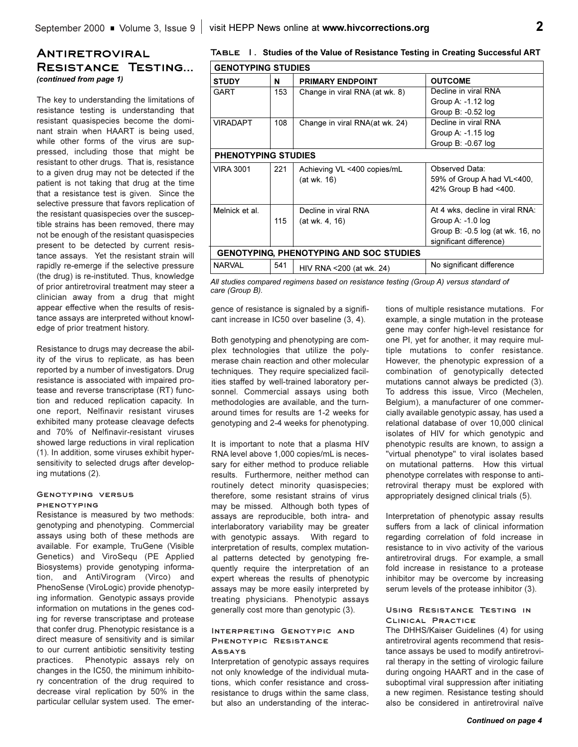# Antiretroviral Resistance Testing...

*(continued from page 1)*

The key to understanding the limitations of resistance testing is understanding that resistant quasispecies become the dominant strain when HAART is being used, while other forms of the virus are suppressed, including those that might be resistant to other drugs. That is, resistance to a given drug may not be detected if the patient is not taking that drug at the time that a resistance test is given. Since the selective pressure that favors replication of the resistant quasispecies over the susceptible strains has been removed, there may not be enough of the resistant quasispecies present to be detected by current resistance assays. Yet the resistant strain will rapidly re-emerge if the selective pressure (the drug) is re-instituted. Thus, knowledge of prior antiretroviral treatment may steer a clinician away from a drug that might appear effective when the results of resistance assays are interpreted without knowledge of prior treatment history.

Resistance to drugs may decrease the ability of the virus to replicate, as has been reported by a number of investigators. Drug resistance is associated with impaired protease and reverse transcriptase (RT) function and reduced replication capacity. In one report, Nelfinavir resistant viruses exhibited many protease cleavage defects and 70% of Nelfinavir-resistant viruses showed large reductions in viral replication (1). In addition, some viruses exhibit hypersensitivity to selected drugs after developing mutations (2).

**Table 1. Studies of the Value of Resistance Testing in Creating Successful ART**

| STUDY | N | PRIMARY ENDPOINT | OUTCOME |
|---|---|---|---|
| **GENOTYPING STUDIES** | | | |
| GART | 153 | Change in viral RNA (at wk. 8) | Decline in viral RNA<br>Group A: -1.12 log<br>Group B: -0.52 log |
| VIRADAPT | 108 | Change in viral RNA(at wk. 24) | Decline in viral RNA<br>Group A: -1.15 log<br>Group B: -0.67 log |
| **PHENOTYPING STUDIES** | | | |
| VIRA 3001 | 221 | Achieving VL <400 copies/mL (at wk. 16) | Observed Data:<br>59% of Group A had VL<400,<br>42% Group B had <400. |
| Melnick et al. | 115 | Decline in viral RNA (at wk. 4, 16) | At 4 wks, decline in viral RNA:<br>Group A: -1.0 log<br>Group B: -0.5 log (at wk. 16, no significant difference) |
| **GENOTYPING, PHENOTYPING AND SOC STUDIES** | | | |
| NARVAL | 541 | HIV RNA <200 (at wk. 24) | No significant difference |

*All studies compared regimens based on resistance testing (Group A) versus standard of care (Group B).*

## Genotyping versus phenotyping

Resistance is measured by two methods: genotyping and phenotyping. Commercial assays using both of these methods are available. For example, TruGene (Visible Genetics) and ViroSequ (PE Applied Biosystems) provide genotyping information, and AntiVirogram (Virco) and PhenoSense (ViroLogic) provide phenotyping information. Genotypic assays provide information on mutations in the genes coding for reverse transcriptase and protease that confer drug. Phenotypic resistance is a direct measure of sensitivity and is similar to our current antibiotic sensitivity testing practices. Phenotypic assays rely on changes in the IC50, the minimum inhibitory concentration of the drug required to decrease viral replication by 50% in the particular cellular system used. The emergence of resistance is signaled by a significant increase in IC50 over baseline (3, 4).

Both genotyping and phenotyping are complex technologies that utilize the polymerase chain reaction and other molecular techniques. They require specialized facilities staffed by well-trained laboratory personnel. Commercial assays using both methodologies are available, and the turnaround times for results are 1-2 weeks for genotyping and 2-4 weeks for phenotyping.

It is important to note that a plasma HIV RNA level above 1,000 copies/mL is necessary for either method to produce reliable results. Furthermore, neither method can routinely detect minority quasispecies; therefore, some resistant strains of virus may be missed. Although both types of assays are reproducible, both intra- and interlaboratory variability may be greater with genotypic assays. With regard to interpretation of results, complex mutational patterns detected by genotyping frequently require the interpretation of an expert whereas the results of phenotypic assays may be more easily interpreted by treating physicians. Phenotypic assays generally cost more than genotypic (3).

## Interpreting Genotypic and Phenotypic Resistance Assays

Interpretation of genotypic assays requires not only knowledge of the individual mutations, which confer resistance and cross-resistance to drugs within the same class, but also an understanding of the interactions of multiple resistance mutations. For example, a single mutation in the protease gene may confer high-level resistance for one PI, yet for another, it may require multiple mutations to confer resistance. However, the phenotypic expression of a combination of genotypically detected mutations cannot always be predicted (3). To address this issue, Virco (Mechelen, Belgium), a manufacturer of one commercially available genotypic assay, has used a relational database of over 10,000 clinical isolates of HIV for which genotypic and phenotypic results are known, to assign a "virtual phenotype" to viral isolates based on mutational patterns. How this virtual phenotype correlates with response to antiretroviral therapy must be explored with appropriately designed clinical trials (5).

Interpretation of phenotypic assay results suffers from a lack of clinical information regarding correlation of fold increase in resistance to in vivo activity of the various antiretroviral drugs. For example, a small fold increase in resistance to a protease inhibitor may be overcome by increasing serum levels of the protease inhibitor (3).

## Using Resistance Testing in Clinical Practice

The DHHS/Kaiser Guidelines (4) for using antiretroviral agents recommend that resistance assays be used to modify antiretroviral therapy in the setting of virologic failure during ongoing HAART and in the case of suboptimal viral suppression after initiating a new regimen. Resistance testing should also be considered in antiretroviral naïve

***Continued on page 4***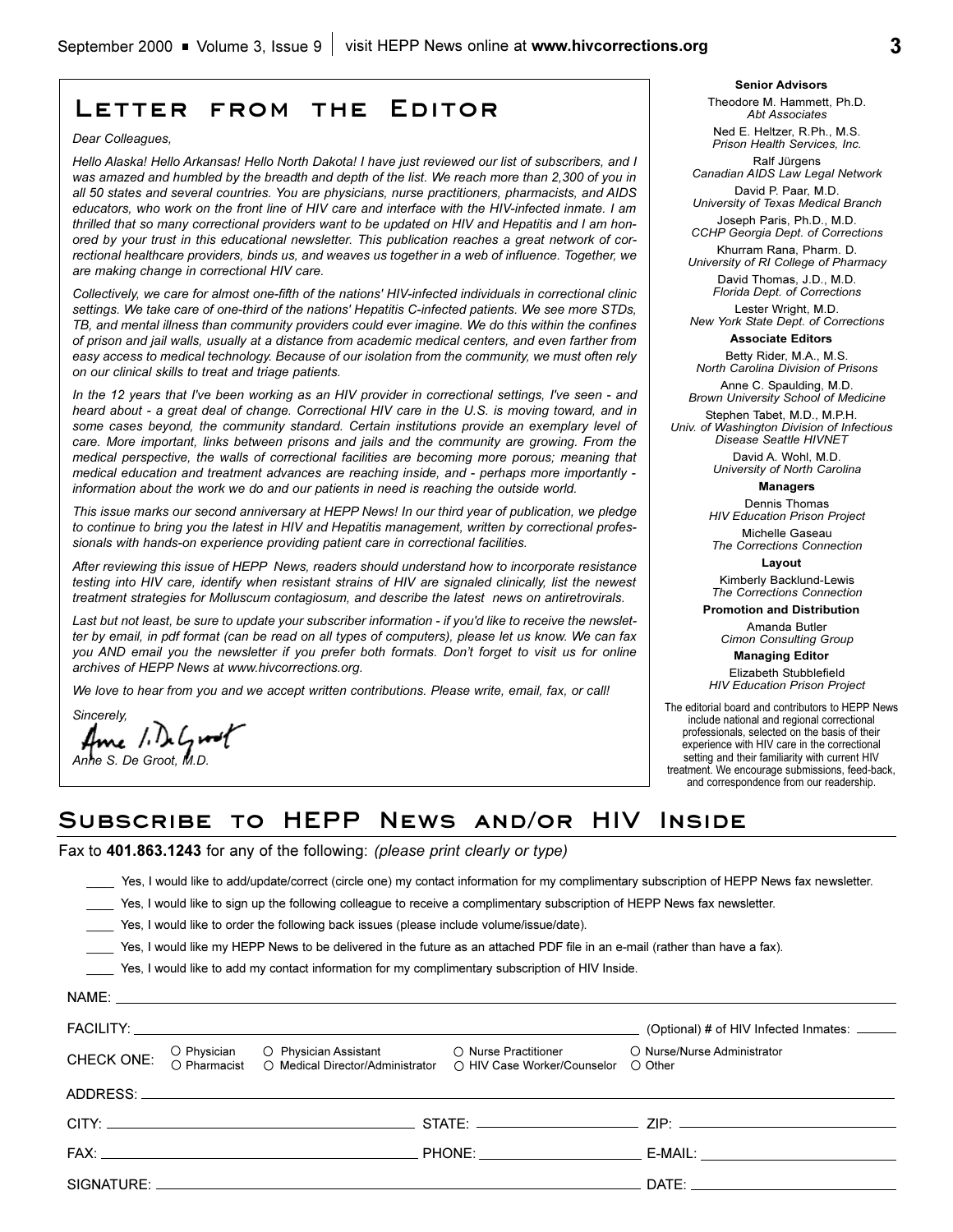## Letter from the Editor

*Dear Colleagues,*

*Hello Alaska! Hello Arkansas! Hello North Dakota! I have just reviewed our list of subscribers, and I was amazed and humbled by the breadth and depth of the list. We reach more than 2,300 of you in all 50 states and several countries. You are physicians, nurse practitioners, pharmacists, and AIDS educators, who work on the front line of HIV care and interface with the HIV-infected inmate. I am thrilled that so many correctional providers want to be updated on HIV and Hepatitis and I am honored by your trust in this educational newsletter. This publication reaches a great network of correctional healthcare providers, binds us, and weaves us together in a web of influence. Together, we are making change in correctional HIV care.*

*Collectively, we care for almost one-fifth of the nations' HIV-infected individuals in correctional clinic settings. We take care of one-third of the nations' Hepatitis C-infected patients. We see more STDs, TB, and mental illness than community providers could ever imagine. We do this within the confines of prison and jail walls, usually at a distance from academic medical centers, and even farther from easy access to medical technology. Because of our isolation from the community, we must often rely on our clinical skills to treat and triage patients.*

*In the 12 years that I've been working as an HIV provider in correctional settings, I've seen - and heard about - a great deal of change. Correctional HIV care in the U.S. is moving toward, and in some cases beyond, the community standard. Certain institutions provide an exemplary level of care. More important, links between prisons and jails and the community are growing. From the medical perspective, the walls of correctional facilities are becoming more porous; meaning that medical education and treatment advances are reaching inside, and - perhaps more importantly - information about the work we do and our patients in need is reaching the outside world.*

*This issue marks our second anniversary at HEPP News! In our third year of publication, we pledge to continue to bring you the latest in HIV and Hepatitis management, written by correctional professionals with hands-on experience providing patient care in correctional facilities.*

*After reviewing this issue of HEPP News, readers should understand how to incorporate resistance testing into HIV care, identify when resistant strains of HIV are signaled clinically, list the newest treatment strategies for Molluscum contagiosum, and describe the latest news on antiretrovirals.*

*Last but not least, be sure to update your subscriber information - if you'd like to receive the newsletter by email, in pdf format (can be read on all types of computers), please let us know. We can fax you AND email you the newsletter if you prefer both formats. Don't forget to visit us for online archives of HEPP News at www.hivcorrections.org.*

*We love to hear from you and we accept written contributions. Please write, email, fax, or call!*

*Sincerely,*

*Anne S. De Groot, M.D.*

**Senior Advisors**

Theodore M. Hammett, Ph.D.
*Abt Associates*

Ned E. Heltzer, R.Ph., M.S.
*Prison Health Services, Inc.*

Ralf Jürgens
*Canadian AIDS Law Legal Network*

David P. Paar, M.D.
*University of Texas Medical Branch*

Joseph Paris, Ph.D., M.D.
*CCHP Georgia Dept. of Corrections*

Khurram Rana, Pharm. D.
*University of RI College of Pharmacy*

David Thomas, J.D., M.D.
*Florida Dept. of Corrections*

Lester Wright, M.D.
*New York State Dept. of Corrections*

**Associate Editors**

Betty Rider, M.A., M.S.
*North Carolina Division of Prisons*

Anne C. Spaulding, M.D.
*Brown University School of Medicine*

Stephen Tabet, M.D., M.P.H.
*Univ. of Washington Division of Infectious Disease Seattle HIVNET*

David A. Wohl, M.D.
*University of North Carolina*

**Managers**

Dennis Thomas
*HIV Education Prison Project*

Michelle Gaseau
*The Corrections Connection*

**Layout**

Kimberly Backlund-Lewis
*The Corrections Connection*

**Promotion and Distribution**

Amanda Butler
*Cimon Consulting Group*

**Managing Editor**

Elizabeth Stubblefield
*HIV Education Prison Project*

The editorial board and contributors to HEPP News include national and regional correctional professionals, selected on the basis of their experience with HIV care in the correctional setting and their familiarity with current HIV treatment. We encourage submissions, feed-back, and correspondence from our readership.

## Subscribe to HEPP News and/or HIV Inside

Fax to **401.863.1243** for any of the following: *(please print clearly or type)*

____ Yes, I would like to add/update/correct (circle one) my contact information for my complimentary subscription of HEPP News fax newsletter.

____ Yes, I would like to sign up the following colleague to receive a complimentary subscription of HEPP News fax newsletter.

____ Yes, I would like to order the following back issues (please include volume/issue/date).

____ Yes, I would like my HEPP News to be delivered in the future as an attached PDF file in an e-mail (rather than have a fax).

____ Yes, I would like to add my contact information for my complimentary subscription of HIV Inside.

NAME: ____________________

FACILITY: ____________________ (Optional) # of HIV Infected Inmates: ______

CHECK ONE: ○ Physician ○ Physician Assistant ○ Nurse Practitioner ○ Nurse/Nurse Administrator ○ Pharmacist ○ Medical Director/Administrator ○ HIV Case Worker/Counselor ○ Other

ADDRESS: ____________________

CITY: ____________________ STATE: ____________ ZIP: ____________

FAX: ____________________ PHONE: ____________ E-MAIL: ____________

SIGNATURE: ____________________ DATE: ____________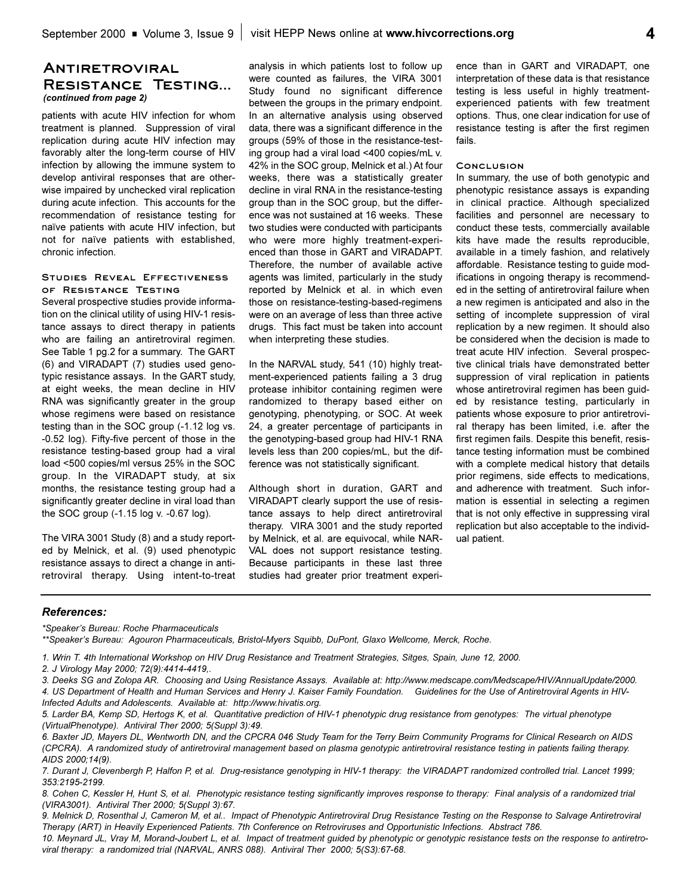## Antiretroviral Resistance Testing...

*(continued from page 2)*

patients with acute HIV infection for whom treatment is planned. Suppression of viral replication during acute HIV infection may favorably alter the long-term course of HIV infection by allowing the immune system to develop antiviral responses that are otherwise impaired by unchecked viral replication during acute infection. This accounts for the recommendation of resistance testing for naïve patients with acute HIV infection, but not for naïve patients with established, chronic infection.

### Studies Reveal Effectiveness of Resistance Testing

Several prospective studies provide information on the clinical utility of using HIV-1 resistance assays to direct therapy in patients who are failing an antiretroviral regimen. See Table 1 pg.2 for a summary. The GART (6) and VIRADAPT (7) studies used genotypic resistance assays. In the GART study, at eight weeks, the mean decline in HIV RNA was significantly greater in the group whose regimens were based on resistance testing than in the SOC group (-1.12 log vs. -0.52 log). Fifty-five percent of those in the resistance testing-based group had a viral load <500 copies/ml versus 25% in the SOC group. In the VIRADAPT study, at six months, the resistance testing group had a significantly greater decline in viral load than the SOC group (-1.15 log v. -0.67 log).

The VIRA 3001 Study (8) and a study reported by Melnick, et al. (9) used phenotypic resistance assays to direct a change in antiretroviral therapy. Using intent-to-treat analysis in which patients lost to follow up were counted as failures, the VIRA 3001 Study found no significant difference between the groups in the primary endpoint. In an alternative analysis using observed data, there was a significant difference in the groups (59% of those in the resistance-testing group had a viral load <400 copies/mL v. 42% in the SOC group, Melnick et al.) At four weeks, there was a statistically greater decline in viral RNA in the resistance-testing group than in the SOC group, but the difference was not sustained at 16 weeks. These two studies were conducted with participants who were more highly treatment-experienced than those in GART and VIRADAPT. Therefore, the number of available active agents was limited, particularly in the study reported by Melnick et al. in which even those on resistance-testing-based-regimens were on an average of less than three active drugs. This fact must be taken into account when interpreting these studies.

In the NARVAL study, 541 (10) highly treatment-experienced patients failing a 3 drug protease inhibitor containing regimen were randomized to therapy based either on genotyping, phenotyping, or SOC. At week 24, a greater percentage of participants in the genotyping-based group had HIV-1 RNA levels less than 200 copies/mL, but the difference was not statistically significant.

Although short in duration, GART and VIRADAPT clearly support the use of resistance assays to help direct antiretroviral therapy. VIRA 3001 and the study reported by Melnick, et al. are equivocal, while NARVAL does not support resistance testing. Because participants in these last three studies had greater prior treatment experience than in GART and VIRADAPT, one interpretation of these data is that resistance testing is less useful in highly treatment-experienced patients with few treatment options. Thus, one clear indication for use of resistance testing is after the first regimen fails.

### Conclusion

In summary, the use of both genotypic and phenotypic resistance assays is expanding in clinical practice. Although specialized facilities and personnel are necessary to conduct these tests, commercially available kits have made the results reproducible, available in a timely fashion, and relatively affordable. Resistance testing to guide modifications in ongoing therapy is recommended in the setting of antiretroviral failure when a new regimen is anticipated and also in the setting of incomplete suppression of viral replication by a new regimen. It should also be considered when the decision is made to treat acute HIV infection. Several prospective clinical trials have demonstrated better suppression of viral replication in patients whose antiretroviral regimen has been guided by resistance testing, particularly in patients whose exposure to prior antiretroviral therapy has been limited, i.e. after the first regimen fails. Despite this benefit, resistance testing information must be combined with a complete medical history that details prior regimens, side effects to medications, and adherence with treatment. Such information is essential in selecting a regimen that is not only effective in suppressing viral replication but also acceptable to the individual patient.

---

### *References:*

*\*Speaker's Bureau: Roche Pharmaceuticals*

*\*\*Speaker's Bureau: Agouron Pharmaceuticals, Bristol-Myers Squibb, DuPont, Glaxo Wellcome, Merck, Roche.*

*1. Wrin T. 4th International Workshop on HIV Drug Resistance and Treatment Strategies, Sitges, Spain, June 12, 2000.*

*2. J Virology May 2000; 72(9):4414-4419,.*

*3. Deeks SG and Zolopa AR. Choosing and Using Resistance Assays. Available at: http://www.medscape.com/Medscape/HIV/AnnualUpdate/2000.*

*4. US Department of Health and Human Services and Henry J. Kaiser Family Foundation. Guidelines for the Use of Antiretroviral Agents in HIV-Infected Adults and Adolescents. Available at: http://www.hivatis.org.*

*5. Larder BA, Kemp SD, Hertogs K, et al. Quantitative prediction of HIV-1 phenotypic drug resistance from genotypes: The virtual phenotype (VirtualPhenotype). Antiviral Ther 2000; 5(Suppl 3):49.*

*6. Baxter JD, Mayers DL, Wentworth DN, and the CPCRA 046 Study Team for the Terry Beirn Community Programs for Clinical Research on AIDS (CPCRA). A randomized study of antiretroviral management based on plasma genotypic antiretroviral resistance testing in patients failing therapy. AIDS 2000;14(9).*

*7. Durant J, Clevenbergh P, Halfon P, et al. Drug-resistance genotyping in HIV-1 therapy: the VIRADAPT randomized controlled trial. Lancet 1999; 353:2195-2199.*

*8. Cohen C, Kessler H, Hunt S, et al. Phenotypic resistance testing significantly improves response to therapy: Final analysis of a randomized trial (VIRA3001). Antiviral Ther 2000; 5(Suppl 3):67.*

*9. Melnick D, Rosenthal J, Cameron M, et al.. Impact of Phenotypic Antiretroviral Drug Resistance Testing on the Response to Salvage Antiretroviral Therapy (ART) in Heavily Experienced Patients. 7th Conference on Retroviruses and Opportunistic Infections. Abstract 786.*

*10. Meynard JL, Vray M, Morand-Joubert L, et al. Impact of treatment guided by phenotypic or genotypic resistance tests on the response to antiretroviral therapy: a randomized trial (NARVAL, ANRS 088). Antiviral Ther 2000; 5(S3):67-68.*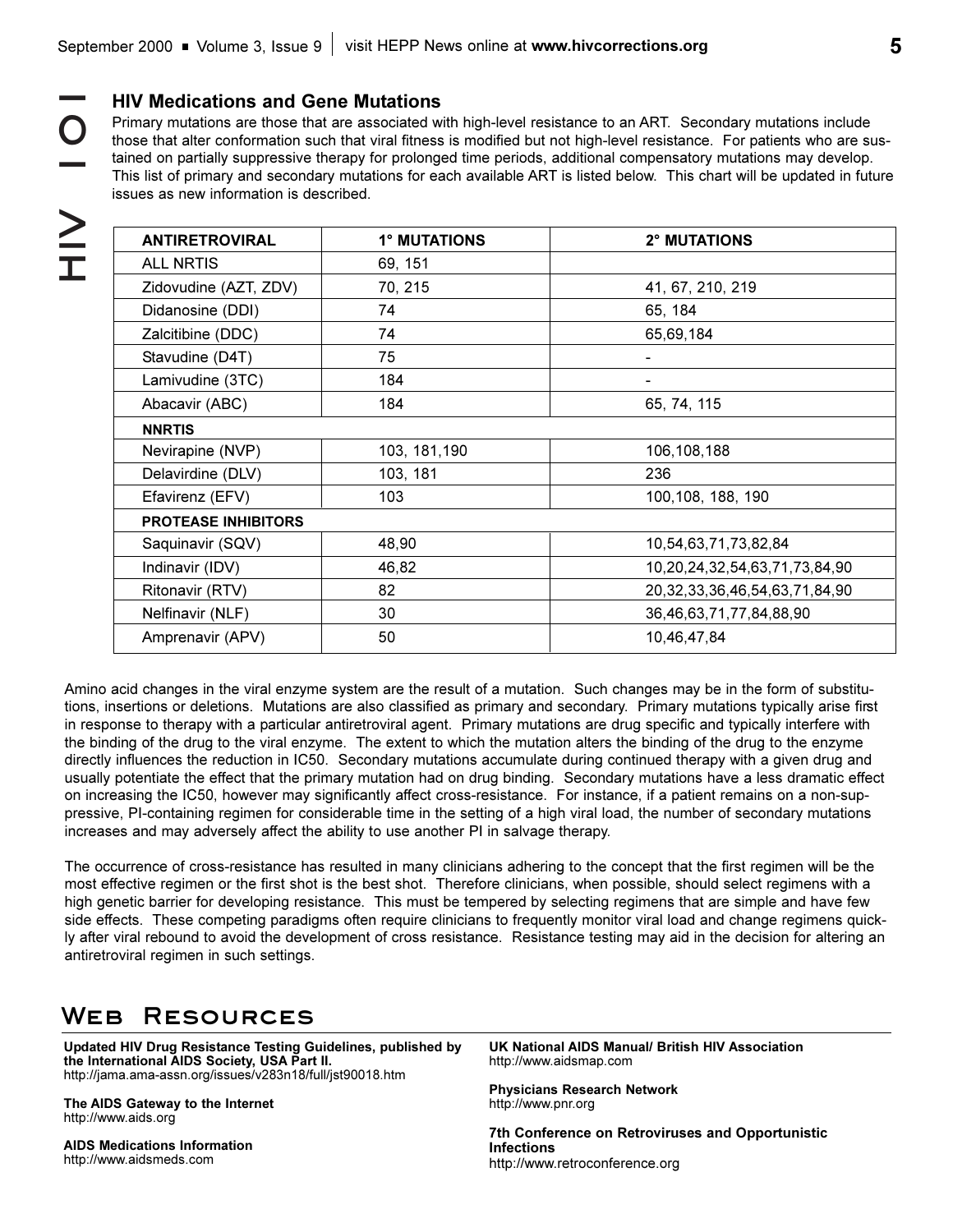## HIV Medications and Gene Mutations

Primary mutations are those that are associated with high-level resistance to an ART. Secondary mutations include those that alter conformation such that viral fitness is modified but not high-level resistance. For patients who are sustained on partially suppressive therapy for prolonged time periods, additional compensatory mutations may develop. This list of primary and secondary mutations for each available ART is listed below. This chart will be updated in future issues as new information is described.

| ANTIRETROVIRAL | 1° MUTATIONS | 2° MUTATIONS |
|---|---|---|
| ALL NRTIS | 69, 151 | |
| Zidovudine (AZT, ZDV) | 70, 215 | 41, 67, 210, 219 |
| Didanosine (DDI) | 74 | 65, 184 |
| Zalcitibine (DDC) | 74 | 65,69,184 |
| Stavudine (D4T) | 75 | - |
| Lamivudine (3TC) | 184 | - |
| Abacavir (ABC) | 184 | 65, 74, 115 |
| **NNRTIS** | | |
| Nevirapine (NVP) | 103, 181,190 | 106,108,188 |
| Delavirdine (DLV) | 103, 181 | 236 |
| Efavirenz (EFV) | 103 | 100,108, 188, 190 |
| **PROTEASE INHIBITORS** | | |
| Saquinavir (SQV) | 48,90 | 10,54,63,71,73,82,84 |
| Indinavir (IDV) | 46,82 | 10,20,24,32,54,63,71,73,84,90 |
| Ritonavir (RTV) | 82 | 20,32,33,36,46,54,63,71,84,90 |
| Nelfinavir (NLF) | 30 | 36,46,63,71,77,84,88,90 |
| Amprenavir (APV) | 50 | 10,46,47,84 |

Amino acid changes in the viral enzyme system are the result of a mutation. Such changes may be in the form of substitutions, insertions or deletions. Mutations are also classified as primary and secondary. Primary mutations typically arise first in response to therapy with a particular antiretroviral agent. Primary mutations are drug specific and typically interfere with the binding of the drug to the viral enzyme. The extent to which the mutation alters the binding of the drug to the enzyme directly influences the reduction in IC50. Secondary mutations accumulate during continued therapy with a given drug and usually potentiate the effect that the primary mutation had on drug binding. Secondary mutations have a less dramatic effect on increasing the IC50, however may significantly affect cross-resistance. For instance, if a patient remains on a non-suppressive, PI-containing regimen for considerable time in the setting of a high viral load, the number of secondary mutations increases and may adversely affect the ability to use another PI in salvage therapy.

The occurrence of cross-resistance has resulted in many clinicians adhering to the concept that the first regimen will be the most effective regimen or the first shot is the best shot. Therefore clinicians, when possible, should select regimens with a high genetic barrier for developing resistance. This must be tempered by selecting regimens that are simple and have few side effects. These competing paradigms often require clinicians to frequently monitor viral load and change regimens quickly after viral rebound to avoid the development of cross resistance. Resistance testing may aid in the decision for altering an antiretroviral regimen in such settings.

## Web Resources

**Updated HIV Drug Resistance Testing Guidelines, published by the International AIDS Society, USA Part II.**
http://jama.ama-assn.org/issues/v283n18/full/jst90018.htm

**The AIDS Gateway to the Internet**
http://www.aids.org

**AIDS Medications Information**
http://www.aidsmeds.com

**UK National AIDS Manual/ British HIV Association**
http://www.aidsmap.com

**Physicians Research Network**
http://www.pnr.org

**7th Conference on Retroviruses and Opportunistic Infections**
http://www.retroconference.org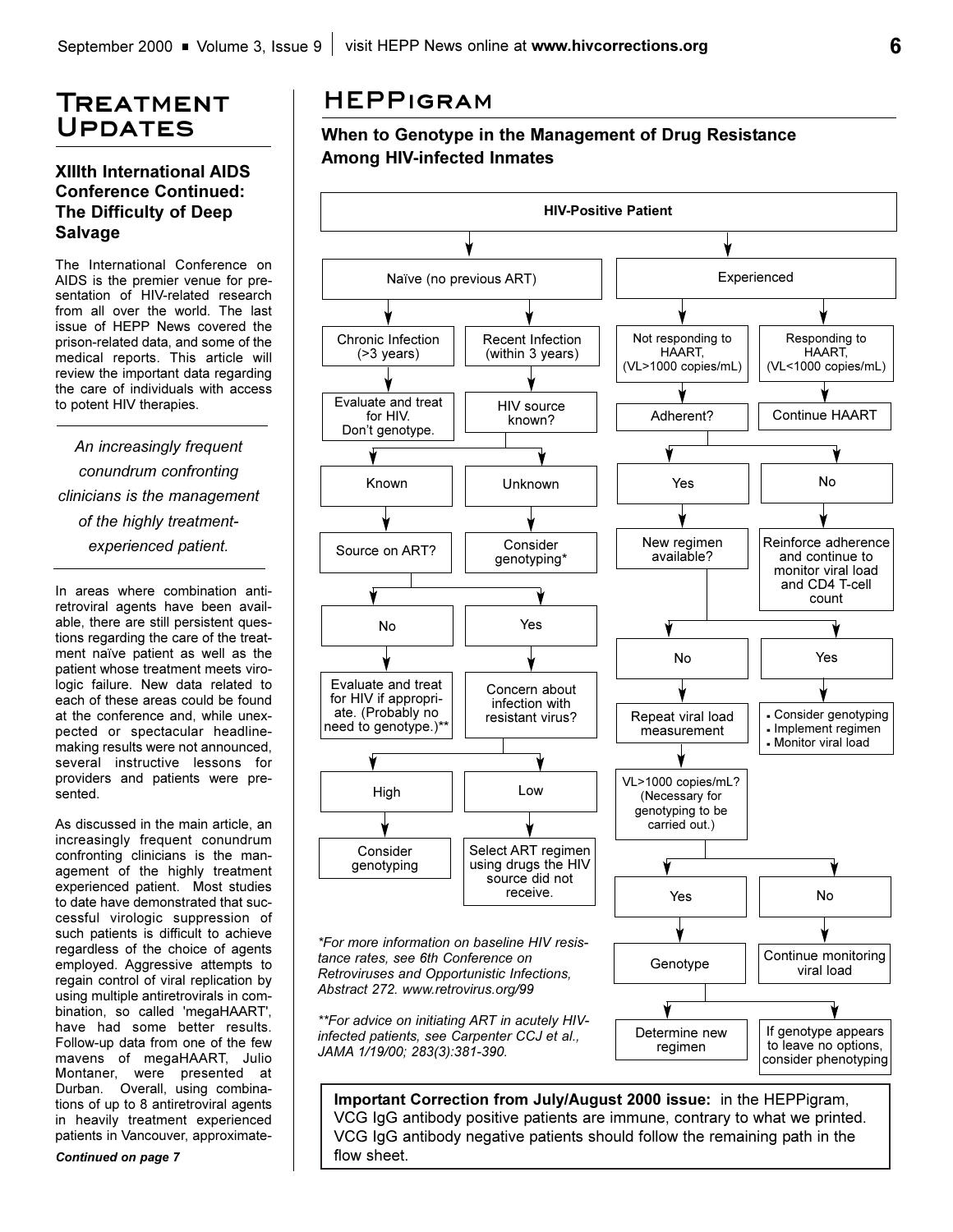# Treatment Updates

### XIIIth International AIDS Conference Continued: The Difficulty of Deep Salvage

The International Conference on AIDS is the premier venue for presentation of HIV-related research from all over the world. The last issue of HEPP News covered the prison-related data, and some of the medical reports. This article will review the important data regarding the care of individuals with access to potent HIV therapies.

*An increasingly frequent conundrum confronting clinicians is the management of the highly treatment-experienced patient.*

In areas where combination antiretroviral agents have been available, there are still persistent questions regarding the care of the treatment naïve patient as well as the patient whose treatment meets virologic failure. New data related to each of these areas could be found at the conference and, while unexpected or spectacular headline-making results were not announced, several instructive lessons for providers and patients were presented.

As discussed in the main article, an increasingly frequent conundrum confronting clinicians is the management of the highly treatment experienced patient. Most studies to date have demonstrated that successful virologic suppression of such patients is difficult to achieve regardless of the choice of agents employed. Aggressive attempts to regain control of viral replication by using multiple antiretrovirals in combination, so called 'megaHAART', have had some better results. Follow-up data from one of the few mavens of megaHAART, Julio Montaner, were presented at Durban. Overall, using combinations of up to 8 antiretroviral agents in heavily treatment experienced patients in Vancouver, approximate-

*Continued on page 7*

# HEPPigram

### When to Genotype in the Management of Drug Resistance Among HIV-infected Inmates

**HIV-Positive Patient**

- **Naïve (no previous ART)**
  - **Chronic Infection (>3 years)** → Evaluate and treat for HIV. Don't genotype.
  - **Recent Infection (within 3 years)** → HIV source known?
    - **Known** → Source on ART?
      - **No** → Evaluate and treat for HIV if appropriate. (Probably no need to genotype.)**
      - **Yes** → Concern about infection with resistant virus?
        - **High** → Consider genotyping
        - **Low** → Select ART regimen using drugs the HIV source did not receive.
    - **Unknown** → Consider genotyping*
- **Experienced**
  - **Not responding to HAART, (VL>1000 copies/mL)** → Adherent?
    - **Yes** → New regimen available?
      - **No** → Repeat viral load measurement → VL>1000 copies/mL? (Necessary for genotyping to be carried out.)
        - **Yes** → Genotype
          - Determine new regimen
          - If genotype appears to leave no options, consider phenotyping
        - **No** → Continue monitoring viral load
      - **Yes** →
        - Consider genotyping
        - Implement regimen
        - Monitor viral load
    - **No** → Reinforce adherence and continue to monitor viral load and CD4 T-cell count
  - **Responding to HAART, (VL<1000 copies/mL)** → Continue HAART

*\*For more information on baseline HIV resistance rates, see 6th Conference on Retroviruses and Opportunistic Infections, Abstract 272. www.retrovirus.org/99*

*\*\*For advice on initiating ART in acutely HIV-infected patients, see Carpenter CCJ et al., JAMA 1/19/00; 283(3):381-390.*

**Important Correction from July/August 2000 issue:** in the HEPPigram, VCG IgG antibody positive patients are immune, contrary to what we printed. VCG IgG antibody negative patients should follow the remaining path in the flow sheet.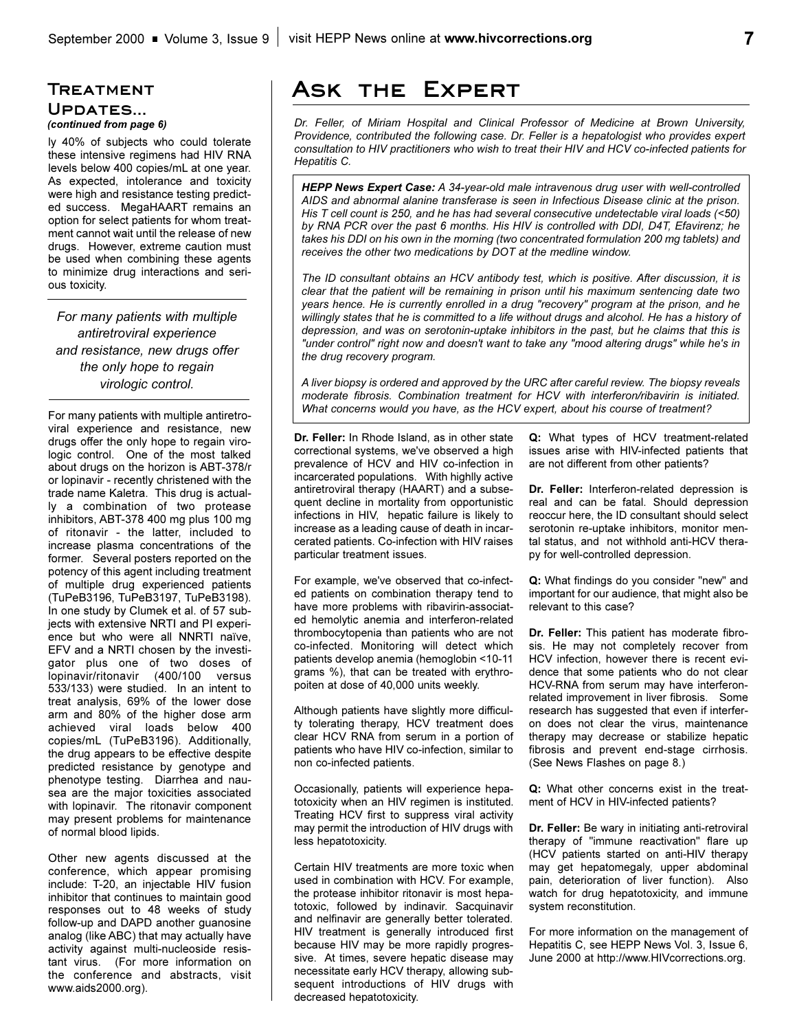## Treatment Updates...

*(continued from page 6)*

ly 40% of subjects who could tolerate these intensive regimens had HIV RNA levels below 400 copies/mL at one year. As expected, intolerance and toxicity were high and resistance testing predicted success. MegaHAART remains an option for select patients for whom treatment cannot wait until the release of new drugs. However, extreme caution must be used when combining these agents to minimize drug interactions and serious toxicity.

*For many patients with multiple antiretroviral experience and resistance, new drugs offer the only hope to regain virologic control.*

For many patients with multiple antiretroviral experience and resistance, new drugs offer the only hope to regain virologic control. One of the most talked about drugs on the horizon is ABT-378/r or lopinavir - recently christened with the trade name Kaletra. This drug is actually a combination of two protease inhibitors, ABT-378 400 mg plus 100 mg of ritonavir - the latter, included to increase plasma concentrations of the former. Several posters reported on the potency of this agent including treatment of multiple drug experienced patients (TuPeB3196, TuPeB3197, TuPeB3198). In one study by Clumek et al. of 57 subjects with extensive NRTI and PI experience but who were all NNRTI naïve, EFV and a NRTI chosen by the investigator plus one of two doses of lopinavir/ritonavir (400/100 versus 533/133) were studied. In an intent to treat analysis, 69% of the lower dose arm and 80% of the higher dose arm achieved viral loads below 400 copies/mL (TuPeB3196). Additionally, the drug appears to be effective despite predicted resistance by genotype and phenotype testing. Diarrhea and nausea are the major toxicities associated with lopinavir. The ritonavir component may present problems for maintenance of normal blood lipids.

Other new agents discussed at the conference, which appear promising include: T-20, an injectable HIV fusion inhibitor that continues to maintain good responses out to 48 weeks of study follow-up and DAPD another guanosine analog (like ABC) that may actually have activity against multi-nucleoside resistant virus. (For more information on the conference and abstracts, visit www.aids2000.org).

# Ask the Expert

*Dr. Feller, of Miriam Hospital and Clinical Professor of Medicine at Brown University, Providence, contributed the following case. Dr. Feller is a hepatologist who provides expert consultation to HIV practitioners who wish to treat their HIV and HCV co-infected patients for Hepatitis C.*

***HEPP News Expert Case:*** *A 34-year-old male intravenous drug user with well-controlled AIDS and abnormal alanine transferase is seen in Infectious Disease clinic at the prison. His T cell count is 250, and he has had several consecutive undetectable viral loads (<50) by RNA PCR over the past 6 months. His HIV is controlled with DDI, D4T, Efavirenz; he takes his DDI on his own in the morning (two concentrated formulation 200 mg tablets) and receives the other two medications by DOT at the medline window.*

*The ID consultant obtains an HCV antibody test, which is positive. After discussion, it is clear that the patient will be remaining in prison until his maximum sentencing date two years hence. He is currently enrolled in a drug "recovery" program at the prison, and he willingly states that he is committed to a life without drugs and alcohol. He has a history of depression, and was on serotonin-uptake inhibitors in the past, but he claims that this is "under control" right now and doesn't want to take any "mood altering drugs" while he's in the drug recovery program.*

*A liver biopsy is ordered and approved by the URC after careful review. The biopsy reveals moderate fibrosis. Combination treatment for HCV with interferon/ribavirin is initiated. What concerns would you have, as the HCV expert, about his course of treatment?*

**Dr. Feller:** In Rhode Island, as in other state correctional systems, we've observed a high prevalence of HCV and HIV co-infection in incarcerated populations. With highly active antiretroviral therapy (HAART) and a subsequent decline in mortality from opportunistic infections in HIV, hepatic failure is likely to increase as a leading cause of death in incarcerated patients. Co-infection with HIV raises particular treatment issues.

For example, we've observed that co-infected patients on combination therapy tend to have more problems with ribavirin-associated hemolytic anemia and interferon-related thrombocytopenia than patients who are not co-infected. Monitoring will detect which patients develop anemia (hemoglobin <10-11 grams %), that can be treated with erythropoiten at dose of 40,000 units weekly.

Although patients have slightly more difficulty tolerating therapy, HCV treatment does clear HCV RNA from serum in a portion of patients who have HIV co-infection, similar to non co-infected patients.

Occasionally, patients will experience hepatotoxicity when an HIV regimen is instituted. Treating HCV first to suppress viral activity may permit the introduction of HIV drugs with less hepatotoxicity.

Certain HIV treatments are more toxic when used in combination with HCV. For example, the protease inhibitor ritonavir is most hepatotoxic, followed by indinavir. Sacquinavir and nelfinavir are generally better tolerated. HIV treatment is generally introduced first because HIV may be more rapidly progressive. At times, severe hepatic disease may necessitate early HCV therapy, allowing subsequent introductions of HIV drugs with decreased hepatotoxicity.

**Q:** What types of HCV treatment-related issues arise with HIV-infected patients that are not different from other patients?

**Dr. Feller:** Interferon-related depression is real and can be fatal. Should depression reoccur here, the ID consultant should select serotonin re-uptake inhibitors, monitor mental status, and not withhold anti-HCV therapy for well-controlled depression.

**Q:** What findings do you consider "new" and important for our audience, that might also be relevant to this case?

**Dr. Feller:** This patient has moderate fibrosis. He may not completely recover from HCV infection, however there is recent evidence that some patients who do not clear HCV-RNA from serum may have interferon-related improvement in liver fibrosis. Some research has suggested that even if interferon does not clear the virus, maintenance therapy may decrease or stabilize hepatic fibrosis and prevent end-stage cirrhosis. (See News Flashes on page 8.)

**Q:** What other concerns exist in the treatment of HCV in HIV-infected patients?

**Dr. Feller:** Be wary in initiating anti-retroviral therapy of "immune reactivation" flare up (HCV patients started on anti-HIV therapy may get hepatomegaly, upper abdominal pain, deterioration of liver function). Also watch for drug hepatotoxicity, and immune system reconstitution.

For more information on the management of Hepatitis C, see HEPP News Vol. 3, Issue 6, June 2000 at http://www.HIVcorrections.org.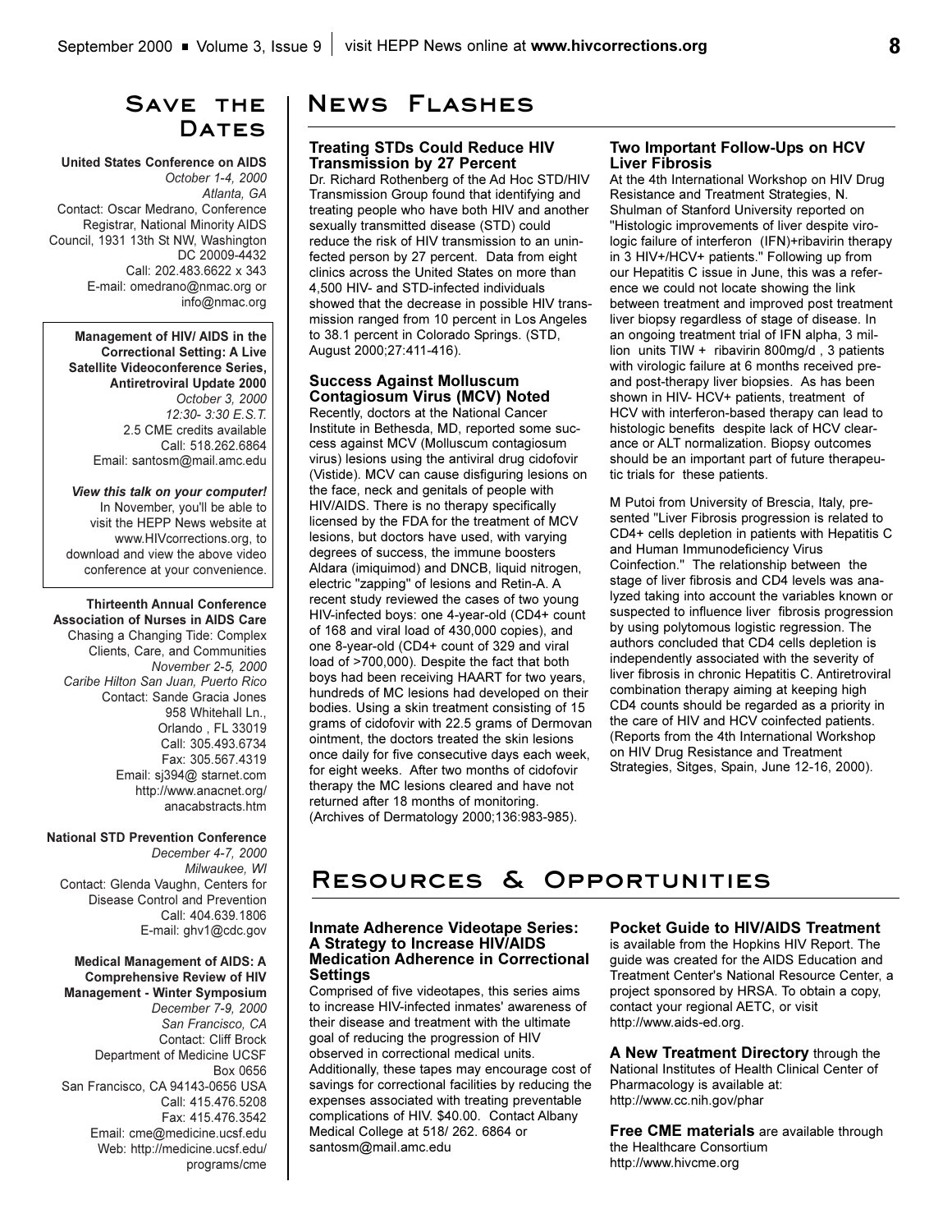## Save the Dates

**United States Conference on AIDS**
*October 1-4, 2000*
*Atlanta, GA*
Contact: Oscar Medrano, Conference Registrar, National Minority AIDS Council, 1931 13th St NW, Washington DC 20009-4432
Call: 202.483.6622 x 343
E-mail: omedrano@nmac.org or info@nmac.org

**Management of HIV/ AIDS in the Correctional Setting: A Live Satellite Videoconference Series, Antiretroviral Update 2000**
*October 3, 2000*
*12:30- 3:30 E.S.T.*
2.5 CME credits available
Call: 518.262.6864
Email: santosm@mail.amc.edu

***View this talk on your computer!***
In November, you'll be able to visit the HEPP News website at www.HIVcorrections.org, to download and view the above video conference at your convenience.

**Thirteenth Annual Conference Association of Nurses in AIDS Care**
Chasing a Changing Tide: Complex Clients, Care, and Communities
*November 2-5, 2000*
*Caribe Hilton San Juan, Puerto Rico*
Contact: Sande Gracia Jones
958 Whitehall Ln.,
Orlando , FL 33019
Call: 305.493.6734
Fax: 305.567.4319
Email: sj394@ starnet.com
http://www.anacnet.org/anacabstracts.htm

**National STD Prevention Conference**
*December 4-7, 2000*
*Milwaukee, WI*
Contact: Glenda Vaughn, Centers for Disease Control and Prevention
Call: 404.639.1806
E-mail: ghv1@cdc.gov

**Medical Management of AIDS: A Comprehensive Review of HIV Management - Winter Symposium**
*December 7-9, 2000*
*San Francisco, CA*
Contact: Cliff Brock
Department of Medicine UCSF
Box 0656
San Francisco, CA 94143-0656 USA
Call: 415.476.5208
Fax: 415.476.3542
Email: cme@medicine.ucsf.edu
Web: http://medicine.ucsf.edu/programs/cme

## News Flashes

### Treating STDs Could Reduce HIV Transmission by 27 Percent

Dr. Richard Rothenberg of the Ad Hoc STD/HIV Transmission Group found that identifying and treating people who have both HIV and another sexually transmitted disease (STD) could reduce the risk of HIV transmission to an uninfected person by 27 percent. Data from eight clinics across the United States on more than 4,500 HIV- and STD-infected individuals showed that the decrease in possible HIV transmission ranged from 10 percent in Los Angeles to 38.1 percent in Colorado Springs. (STD, August 2000;27:411-416).

### Success Against Molluscum Contagiosum Virus (MCV) Noted

Recently, doctors at the National Cancer Institute in Bethesda, MD, reported some success against MCV (Molluscum contagiosum virus) lesions using the antiviral drug cidofovir (Vistide). MCV can cause disfiguring lesions on the face, neck and genitals of people with HIV/AIDS. There is no therapy specifically licensed by the FDA for the treatment of MCV lesions, but doctors have used, with varying degrees of success, the immune boosters Aldara (imiquimod) and DNCB, liquid nitrogen, electric "zapping" of lesions and Retin-A. A recent study reviewed the cases of two young HIV-infected boys: one 4-year-old (CD4+ count of 168 and viral load of 430,000 copies), and one 8-year-old (CD4+ count of 329 and viral load of >700,000). Despite the fact that both boys had been receiving HAART for two years, hundreds of MC lesions had developed on their bodies. Using a skin treatment consisting of 15 grams of cidofovir with 22.5 grams of Dermovan ointment, the doctors treated the skin lesions once daily for five consecutive days each week, for eight weeks. After two months of cidofovir therapy the MC lesions cleared and have not returned after 18 months of monitoring. (Archives of Dermatology 2000;136:983-985).

### Two Important Follow-Ups on HCV Liver Fibrosis

At the 4th International Workshop on HIV Drug Resistance and Treatment Strategies, N. Shulman of Stanford University reported on "Histologic improvements of liver despite virologic failure of interferon (IFN)+ribavirin therapy in 3 HIV+/HCV+ patients." Following up from our Hepatitis C issue in June, this was a reference we could not locate showing the link between treatment and improved post treatment liver biopsy regardless of stage of disease. In an ongoing treatment trial of IFN alpha, 3 million units TIW + ribavirin 800mg/d , 3 patients with virologic failure at 6 months received pre- and post-therapy liver biopsies. As has been shown in HIV- HCV+ patients, treatment of HCV with interferon-based therapy can lead to histologic benefits despite lack of HCV clearance or ALT normalization. Biopsy outcomes should be an important part of future therapeutic trials for these patients.

M Putoi from University of Brescia, Italy, presented "Liver Fibrosis progression is related to CD4+ cells depletion in patients with Hepatitis C and Human Immunodeficiency Virus Coinfection." The relationship between the stage of liver fibrosis and CD4 levels was analyzed taking into account the variables known or suspected to influence liver fibrosis progression by using polytomous logistic regression. The authors concluded that CD4 cells depletion is independently associated with the severity of liver fibrosis in chronic Hepatitis C. Antiretroviral combination therapy aiming at keeping high CD4 counts should be regarded as a priority in the care of HIV and HCV coinfected patients. (Reports from the 4th International Workshop on HIV Drug Resistance and Treatment Strategies, Sitges, Spain, June 12-16, 2000).

## Resources & Opportunities

### Inmate Adherence Videotape Series: A Strategy to Increase HIV/AIDS Medication Adherence in Correctional Settings

Comprised of five videotapes, this series aims to increase HIV-infected inmates' awareness of their disease and treatment with the ultimate goal of reducing the progression of HIV observed in correctional medical units. Additionally, these tapes may encourage cost of savings for correctional facilities by reducing the expenses associated with treating preventable complications of HIV. $40.00. Contact Albany Medical College at 518/ 262. 6864 or santosm@mail.amc.edu

**Pocket Guide to HIV/AIDS Treatment** is available from the Hopkins HIV Report. The guide was created for the AIDS Education and Treatment Center's National Resource Center, a project sponsored by HRSA. To obtain a copy, contact your regional AETC, or visit http://www.aids-ed.org.

**A New Treatment Directory** through the National Institutes of Health Clinical Center of Pharmacology is available at: http://www.cc.nih.gov/phar

**Free CME materials** are available through the Healthcare Consortium http://www.hivcme.org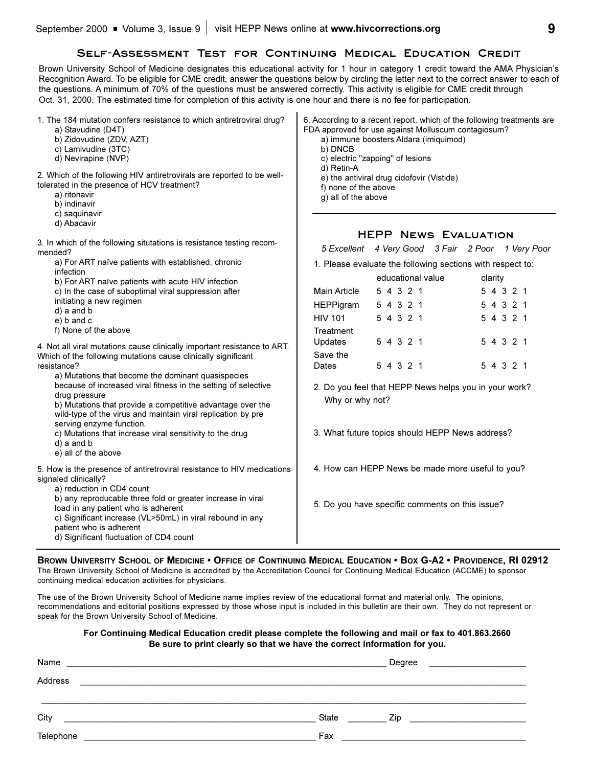## Self-Assessment Test for Continuing Medical Education Credit

Brown University School of Medicine designates this educational activity for 1 hour in category 1 credit toward the AMA Physician's Recognition Award. To be eligible for CME credit, answer the questions below by circling the letter next to the correct answer to each of the questions. A minimum of 70% of the questions must be answered correctly. This activity is eligible for CME credit through Oct. 31, 2000. The estimated time for completion of this activity is one hour and there is no fee for participation.

1. The 184 mutation confers resistance to which antiretroviral drug?
   - a) Stavudine (D4T)
   - b) Zidovudine (ZDV, AZT)
   - c) Lamivudine (3TC)
   - d) Nevirapine (NVP)

2. Which of the following HIV antiretrovirals are reported to be well-tolerated in the presence of HCV treatment?
   - a) ritonavir
   - b) indinavir
   - c) saquinavir
   - d) Abacavir

3. In which of the following situtations is resistance testing recommended?
   - a) For ART naïve patients with established, chronic infection
   - b) For ART naïve patients with acute HIV infection
   - c) In the case of suboptimal viral suppression after initiating a new regimen
   - d) a and b
   - e) b and c
   - f) None of the above

4. Not all viral mutations cause clinically important resistance to ART. Which of the following mutations cause clinically significant resistance?
   - a) Mutations that become the dominant quasispecies because of increased viral fitness in the setting of selective drug pressure
   - b) Mutations that provide a competitive advantage over the wild-type of the virus and maintain viral replication by pre serving enzyme function.
   - c) Mutations that increase viral sensitivity to the drug
   - d) a and b
   - e) all of the above

5. How is the presence of antiretroviral resistance to HIV medications signaled clinically?
   - a) reduction in CD4 count
   - b) any reproducable three fold or greater increase in viral load in any patient who is adherent
   - c) Significant increase (VL>50mL) in viral rebound in any patient who is adherent
   - d) Significant fluctuation of CD4 count

6. According to a recent report, which of the following treatments are FDA approved for use against Molluscum contagiosum?
   - a) immune boosters Aldara (imiquimod)
   - b) DNCB
   - c) electric "zapping" of lesions
   - d) Retin-A
   - e) the antiviral drug cidofovir (Vistide)
   - f) none of the above
   - g) all of the above

## HEPP News Evaluation

*5 Excellent 4 Very Good 3 Fair 2 Poor 1 Very Poor*

1. Please evaluate the following sections with respect to:

| | educational value | clarity |
|---|---|---|
| Main Article | 5 4 3 2 1 | 5 4 3 2 1 |
| HEPPigram | 5 4 3 2 1 | 5 4 3 2 1 |
| HIV 101 | 5 4 3 2 1 | 5 4 3 2 1 |
| Treatment Updates | 5 4 3 2 1 | 5 4 3 2 1 |
| Save the Dates | 5 4 3 2 1 | 5 4 3 2 1 |

2. Do you feel that HEPP News helps you in your work? Why or why not?

3. What future topics should HEPP News address?

4. How can HEPP News be made more useful to you?

5. Do you have specific comments on this issue?

**Brown University School of Medicine • Office of Continuing Medical Education • Box G-A2 • Providence, RI 02912**

The Brown University School of Medicine is accredited by the Accreditation Council for Continuing Medical Education (ACCME) to sponsor continuing medical education activities for physicians.

The use of the Brown University School of Medicine name implies review of the educational format and material only. The opinions, recommendations and editorial positions expressed by those whose input is included in this bulletin are their own. They do not represent or speak for the Brown University School of Medicine.

**For Continuing Medical Education credit please complete the following and mail or fax to 401.863.2660**
**Be sure to print clearly so that we have the correct information for you.**

Name ______________________________ Degree ______________

Address ______________________________________________

_____________________________________________________

City ____________________ State ________ Zip ______________

Telephone ____________________ Fax ______________________